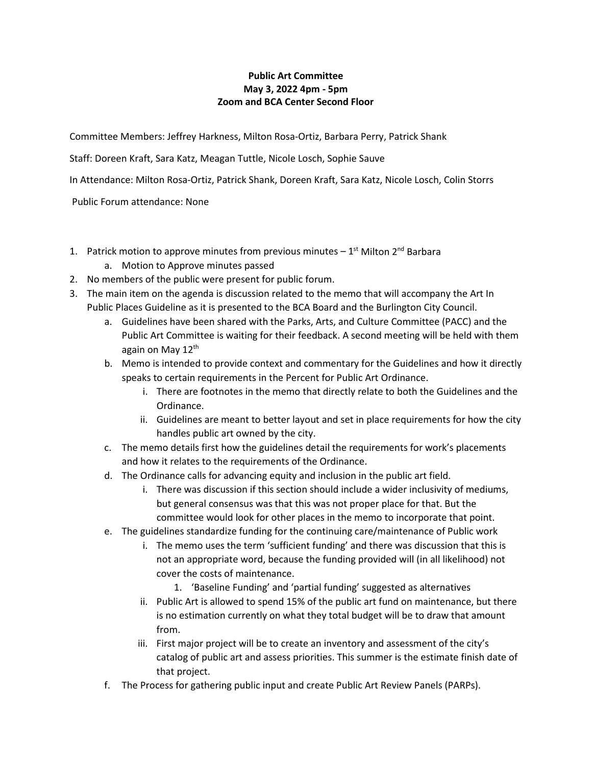**Public Art Committee**
**May 3, 2022 4pm - 5pm**
**Zoom and BCA Center Second Floor**

Committee Members: Jeffrey Harkness, Milton Rosa-Ortiz, Barbara Perry, Patrick Shank

Staff: Doreen Kraft, Sara Katz, Meagan Tuttle, Nicole Losch, Sophie Sauve

In Attendance: Milton Rosa-Ortiz, Patrick Shank, Doreen Kraft, Sara Katz, Nicole Losch, Colin Storrs

Public Forum attendance: None

1. Patrick motion to approve minutes from previous minutes – 1st Milton 2nd Barbara
   a. Motion to Approve minutes passed
2. No members of the public were present for public forum.
3. The main item on the agenda is discussion related to the memo that will accompany the Art In Public Places Guideline as it is presented to the BCA Board and the Burlington City Council.
   a. Guidelines have been shared with the Parks, Arts, and Culture Committee (PACC) and the Public Art Committee is waiting for their feedback. A second meeting will be held with them again on May 12th
   b. Memo is intended to provide context and commentary for the Guidelines and how it directly speaks to certain requirements in the Percent for Public Art Ordinance.
      i. There are footnotes in the memo that directly relate to both the Guidelines and the Ordinance.
      ii. Guidelines are meant to better layout and set in place requirements for how the city handles public art owned by the city.
   c. The memo details first how the guidelines detail the requirements for work's placements and how it relates to the requirements of the Ordinance.
   d. The Ordinance calls for advancing equity and inclusion in the public art field.
      i. There was discussion if this section should include a wider inclusivity of mediums, but general consensus was that this was not proper place for that. But the committee would look for other places in the memo to incorporate that point.
   e. The guidelines standardize funding for the continuing care/maintenance of Public work
      i. The memo uses the term 'sufficient funding' and there was discussion that this is not an appropriate word, because the funding provided will (in all likelihood) not cover the costs of maintenance.
         1. 'Baseline Funding' and 'partial funding' suggested as alternatives
      ii. Public Art is allowed to spend 15% of the public art fund on maintenance, but there is no estimation currently on what they total budget will be to draw that amount from.
      iii. First major project will be to create an inventory and assessment of the city's catalog of public art and assess priorities. This summer is the estimate finish date of that project.
   f. The Process for gathering public input and create Public Art Review Panels (PARPs).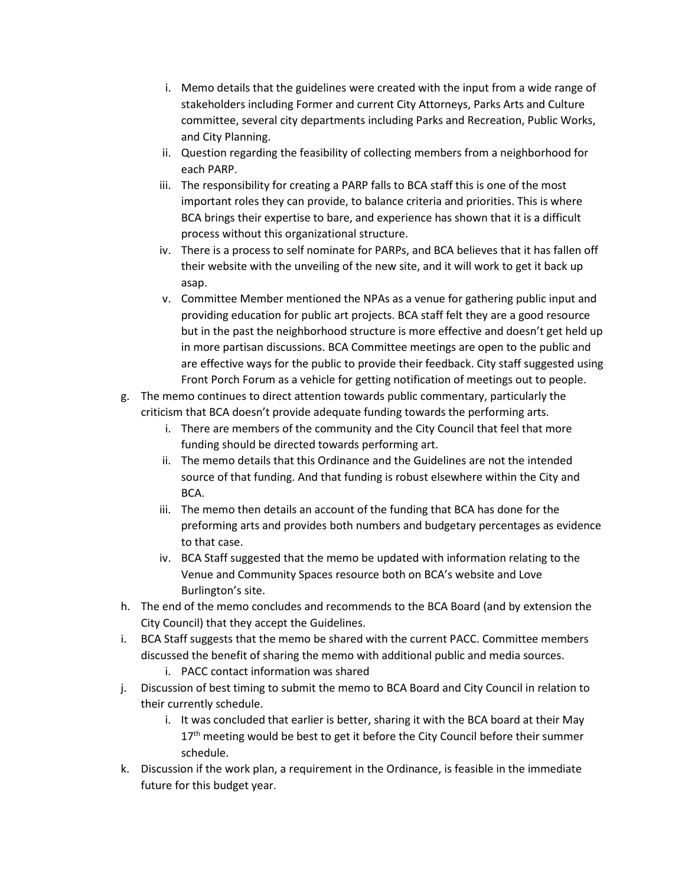i. Memo details that the guidelines were created with the input from a wide range of stakeholders including Former and current City Attorneys, Parks Arts and Culture committee, several city departments including Parks and Recreation, Public Works, and City Planning.
   ii. Question regarding the feasibility of collecting members from a neighborhood for each PARP.
   iii. The responsibility for creating a PARP falls to BCA staff this is one of the most important roles they can provide, to balance criteria and priorities. This is where BCA brings their expertise to bare, and experience has shown that it is a difficult process without this organizational structure.
   iv. There is a process to self nominate for PARPs, and BCA believes that it has fallen off their website with the unveiling of the new site, and it will work to get it back up asap.
   v. Committee Member mentioned the NPAs as a venue for gathering public input and providing education for public art projects. BCA staff felt they are a good resource but in the past the neighborhood structure is more effective and doesn't get held up in more partisan discussions. BCA Committee meetings are open to the public and are effective ways for the public to provide their feedback. City staff suggested using Front Porch Forum as a vehicle for getting notification of meetings out to people.

g. The memo continues to direct attention towards public commentary, particularly the criticism that BCA doesn't provide adequate funding towards the performing arts.
   i. There are members of the community and the City Council that feel that more funding should be directed towards performing art.
   ii. The memo details that this Ordinance and the Guidelines are not the intended source of that funding. And that funding is robust elsewhere within the City and BCA.
   iii. The memo then details an account of the funding that BCA has done for the preforming arts and provides both numbers and budgetary percentages as evidence to that case.
   iv. BCA Staff suggested that the memo be updated with information relating to the Venue and Community Spaces resource both on BCA's website and Love Burlington's site.

h. The end of the memo concludes and recommends to the BCA Board (and by extension the City Council) that they accept the Guidelines.

i. BCA Staff suggests that the memo be shared with the current PACC. Committee members discussed the benefit of sharing the memo with additional public and media sources.
   i. PACC contact information was shared

j. Discussion of best timing to submit the memo to BCA Board and City Council in relation to their currently schedule.
   i. It was concluded that earlier is better, sharing it with the BCA board at their May 17th meeting would be best to get it before the City Council before their summer schedule.

k. Discussion if the work plan, a requirement in the Ordinance, is feasible in the immediate future for this budget year.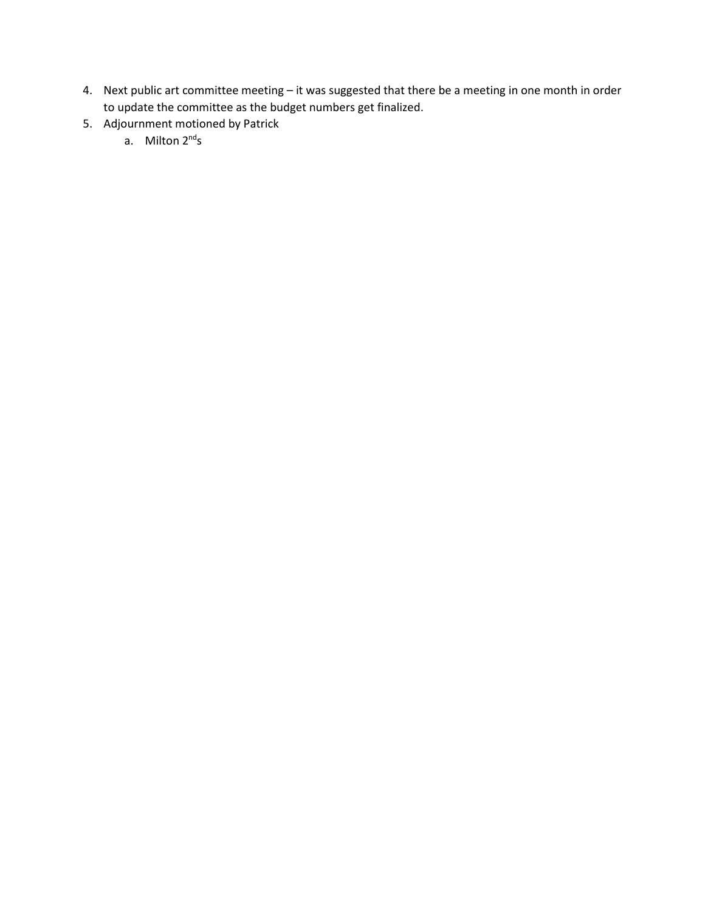4. Next public art committee meeting – it was suggested that there be a meeting in one month in order to update the committee as the budget numbers get finalized.
5. Adjournment motioned by Patrick
   a. Milton 2[nd]s